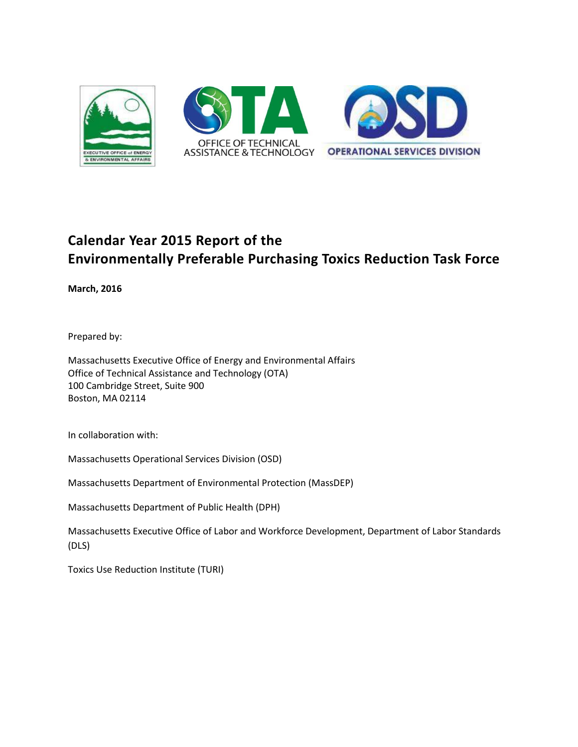# Calendar Year 2015 Report of the Environmentally Preferable Purchasing Toxics Reduction Task Force

**March, 2016**

Prepared by:

Massachusetts Executive Office of Energy and Environmental Affairs
Office of Technical Assistance and Technology (OTA)
100 Cambridge Street, Suite 900
Boston, MA 02114

In collaboration with:

Massachusetts Operational Services Division (OSD)

Massachusetts Department of Environmental Protection (MassDEP)

Massachusetts Department of Public Health (DPH)

Massachusetts Executive Office of Labor and Workforce Development, Department of Labor Standards (DLS)

Toxics Use Reduction Institute (TURI)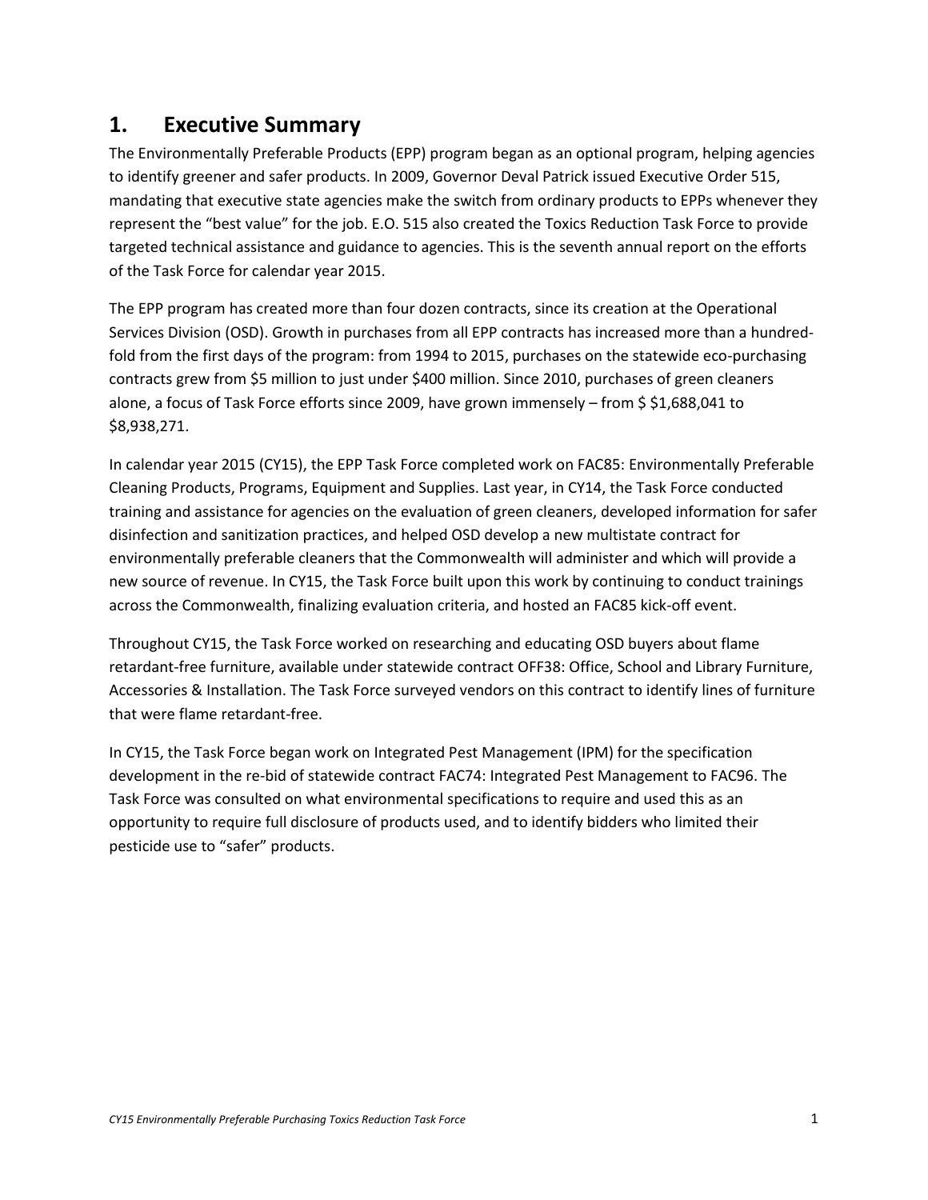# 1. Executive Summary

The Environmentally Preferable Products (EPP) program began as an optional program, helping agencies to identify greener and safer products. In 2009, Governor Deval Patrick issued Executive Order 515, mandating that executive state agencies make the switch from ordinary products to EPPs whenever they represent the "best value" for the job. E.O. 515 also created the Toxics Reduction Task Force to provide targeted technical assistance and guidance to agencies. This is the seventh annual report on the efforts of the Task Force for calendar year 2015.

The EPP program has created more than four dozen contracts, since its creation at the Operational Services Division (OSD). Growth in purchases from all EPP contracts has increased more than a hundred-fold from the first days of the program: from 1994 to 2015, purchases on the statewide eco-purchasing contracts grew from $5 million to just under $400 million. Since 2010, purchases of green cleaners alone, a focus of Task Force efforts since 2009, have grown immensely – from $ $1,688,041 to $8,938,271.

In calendar year 2015 (CY15), the EPP Task Force completed work on FAC85: Environmentally Preferable Cleaning Products, Programs, Equipment and Supplies. Last year, in CY14, the Task Force conducted training and assistance for agencies on the evaluation of green cleaners, developed information for safer disinfection and sanitization practices, and helped OSD develop a new multistate contract for environmentally preferable cleaners that the Commonwealth will administer and which will provide a new source of revenue. In CY15, the Task Force built upon this work by continuing to conduct trainings across the Commonwealth, finalizing evaluation criteria, and hosted an FAC85 kick-off event.

Throughout CY15, the Task Force worked on researching and educating OSD buyers about flame retardant-free furniture, available under statewide contract OFF38: Office, School and Library Furniture, Accessories & Installation. The Task Force surveyed vendors on this contract to identify lines of furniture that were flame retardant-free.

In CY15, the Task Force began work on Integrated Pest Management (IPM) for the specification development in the re-bid of statewide contract FAC74: Integrated Pest Management to FAC96. The Task Force was consulted on what environmental specifications to require and used this as an opportunity to require full disclosure of products used, and to identify bidders who limited their pesticide use to "safer" products.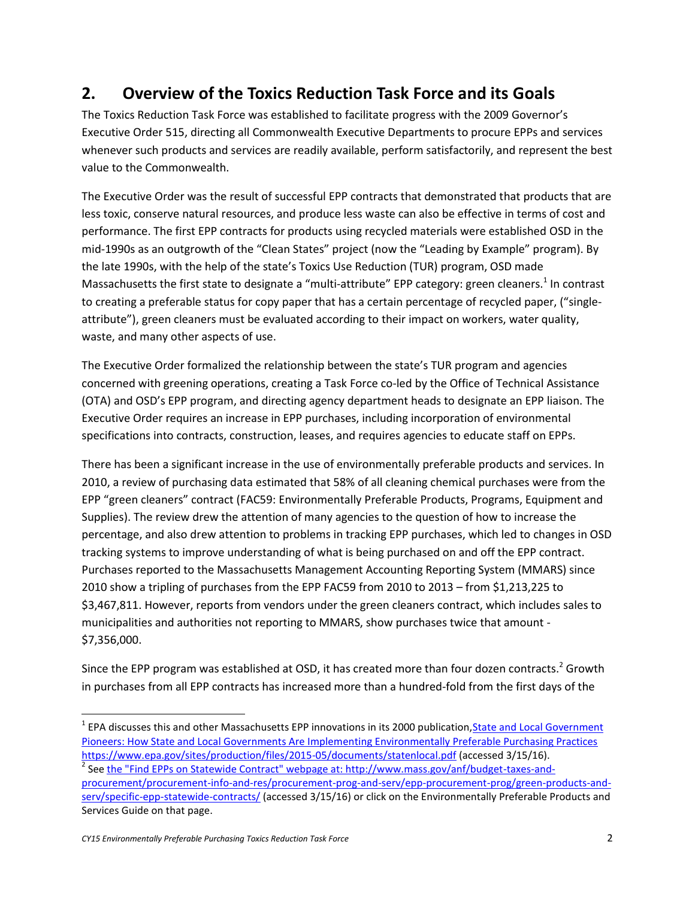## 2. Overview of the Toxics Reduction Task Force and its Goals

The Toxics Reduction Task Force was established to facilitate progress with the 2009 Governor's Executive Order 515, directing all Commonwealth Executive Departments to procure EPPs and services whenever such products and services are readily available, perform satisfactorily, and represent the best value to the Commonwealth.

The Executive Order was the result of successful EPP contracts that demonstrated that products that are less toxic, conserve natural resources, and produce less waste can also be effective in terms of cost and performance. The first EPP contracts for products using recycled materials were established OSD in the mid-1990s as an outgrowth of the "Clean States" project (now the "Leading by Example" program). By the late 1990s, with the help of the state's Toxics Use Reduction (TUR) program, OSD made Massachusetts the first state to designate a "multi-attribute" EPP category: green cleaners.[1] In contrast to creating a preferable status for copy paper that has a certain percentage of recycled paper, ("single-attribute"), green cleaners must be evaluated according to their impact on workers, water quality, waste, and many other aspects of use.

The Executive Order formalized the relationship between the state's TUR program and agencies concerned with greening operations, creating a Task Force co-led by the Office of Technical Assistance (OTA) and OSD's EPP program, and directing agency department heads to designate an EPP liaison. The Executive Order requires an increase in EPP purchases, including incorporation of environmental specifications into contracts, construction, leases, and requires agencies to educate staff on EPPs.

There has been a significant increase in the use of environmentally preferable products and services. In 2010, a review of purchasing data estimated that 58% of all cleaning chemical purchases were from the EPP "green cleaners" contract (FAC59: Environmentally Preferable Products, Programs, Equipment and Supplies). The review drew the attention of many agencies to the question of how to increase the percentage, and also drew attention to problems in tracking EPP purchases, which led to changes in OSD tracking systems to improve understanding of what is being purchased on and off the EPP contract. Purchases reported to the Massachusetts Management Accounting Reporting System (MMARS) since 2010 show a tripling of purchases from the EPP FAC59 from 2010 to 2013 – from $1,213,225 to $3,467,811. However, reports from vendors under the green cleaners contract, which includes sales to municipalities and authorities not reporting to MMARS, show purchases twice that amount - $7,356,000.

Since the EPP program was established at OSD, it has created more than four dozen contracts.[2] Growth in purchases from all EPP contracts has increased more than a hundred-fold from the first days of the

---

[1] EPA discusses this and other Massachusetts EPP innovations in its 2000 publication, State and Local Government Pioneers: How State and Local Governments Are Implementing Environmentally Preferable Purchasing Practices https://www.epa.gov/sites/production/files/2015-05/documents/statenlocal.pdf (accessed 3/15/16).

[2] See the "Find EPPs on Statewide Contract" webpage at: http://www.mass.gov/anf/budget-taxes-and-procurement/procurement-info-and-res/procurement-prog-and-serv/epp-procurement-prog/green-products-and-serv/specific-epp-statewide-contracts/ (accessed 3/15/16) or click on the Environmentally Preferable Products and Services Guide on that page.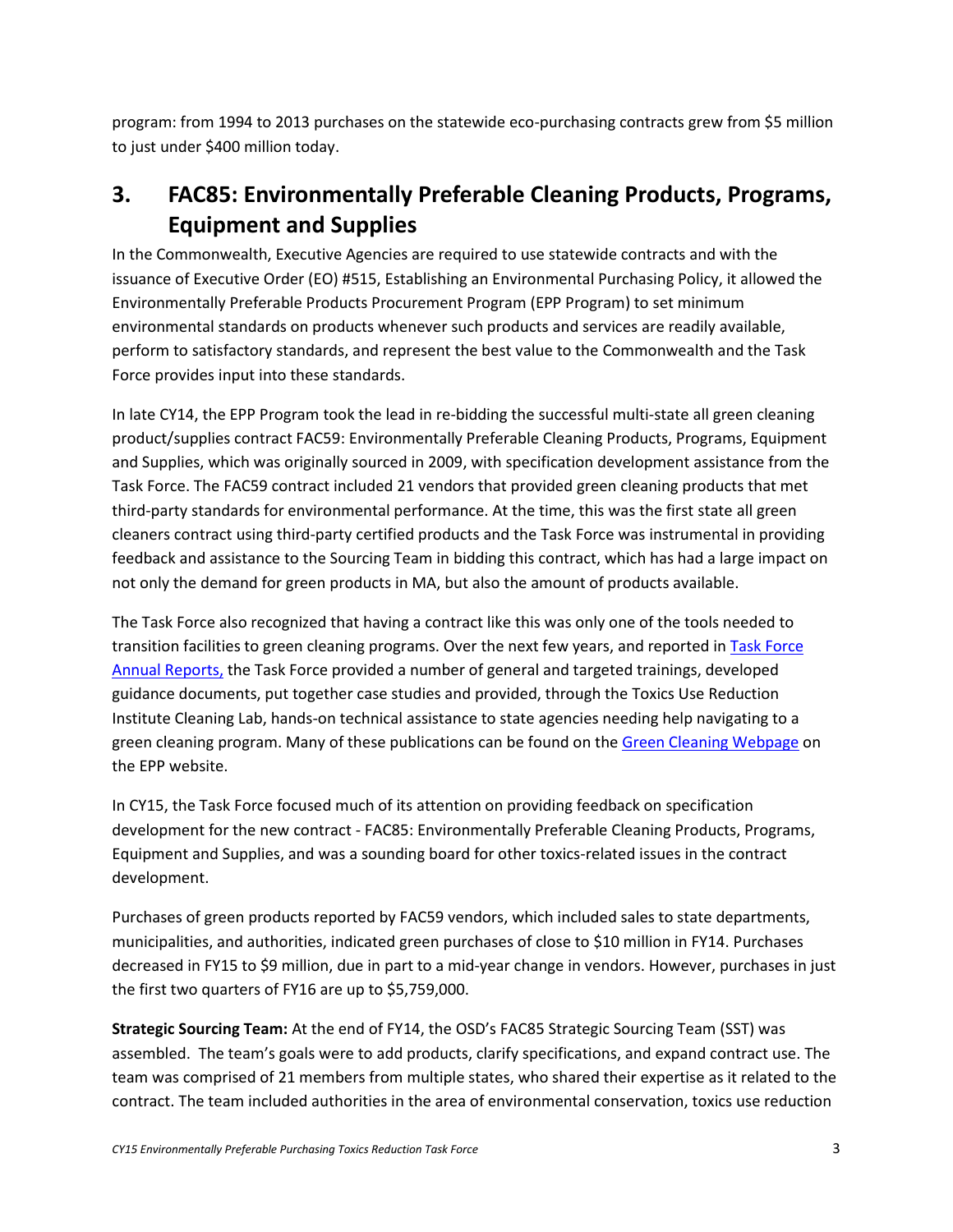program: from 1994 to 2013 purchases on the statewide eco-purchasing contracts grew from $5 million to just under $400 million today.

## 3. FAC85: Environmentally Preferable Cleaning Products, Programs, Equipment and Supplies

In the Commonwealth, Executive Agencies are required to use statewide contracts and with the issuance of Executive Order (EO) #515, Establishing an Environmental Purchasing Policy, it allowed the Environmentally Preferable Products Procurement Program (EPP Program) to set minimum environmental standards on products whenever such products and services are readily available, perform to satisfactory standards, and represent the best value to the Commonwealth and the Task Force provides input into these standards.

In late CY14, the EPP Program took the lead in re-bidding the successful multi-state all green cleaning product/supplies contract FAC59: Environmentally Preferable Cleaning Products, Programs, Equipment and Supplies, which was originally sourced in 2009, with specification development assistance from the Task Force. The FAC59 contract included 21 vendors that provided green cleaning products that met third-party standards for environmental performance. At the time, this was the first state all green cleaners contract using third-party certified products and the Task Force was instrumental in providing feedback and assistance to the Sourcing Team in bidding this contract, which has had a large impact on not only the demand for green products in MA, but also the amount of products available.

The Task Force also recognized that having a contract like this was only one of the tools needed to transition facilities to green cleaning programs. Over the next few years, and reported in Task Force Annual Reports, the Task Force provided a number of general and targeted trainings, developed guidance documents, put together case studies and provided, through the Toxics Use Reduction Institute Cleaning Lab, hands-on technical assistance to state agencies needing help navigating to a green cleaning program. Many of these publications can be found on the Green Cleaning Webpage on the EPP website.

In CY15, the Task Force focused much of its attention on providing feedback on specification development for the new contract - FAC85: Environmentally Preferable Cleaning Products, Programs, Equipment and Supplies, and was a sounding board for other toxics-related issues in the contract development.

Purchases of green products reported by FAC59 vendors, which included sales to state departments, municipalities, and authorities, indicated green purchases of close to $10 million in FY14. Purchases decreased in FY15 to $9 million, due in part to a mid-year change in vendors. However, purchases in just the first two quarters of FY16 are up to $5,759,000.

**Strategic Sourcing Team:** At the end of FY14, the OSD's FAC85 Strategic Sourcing Team (SST) was assembled. The team's goals were to add products, clarify specifications, and expand contract use. The team was comprised of 21 members from multiple states, who shared their expertise as it related to the contract. The team included authorities in the area of environmental conservation, toxics use reduction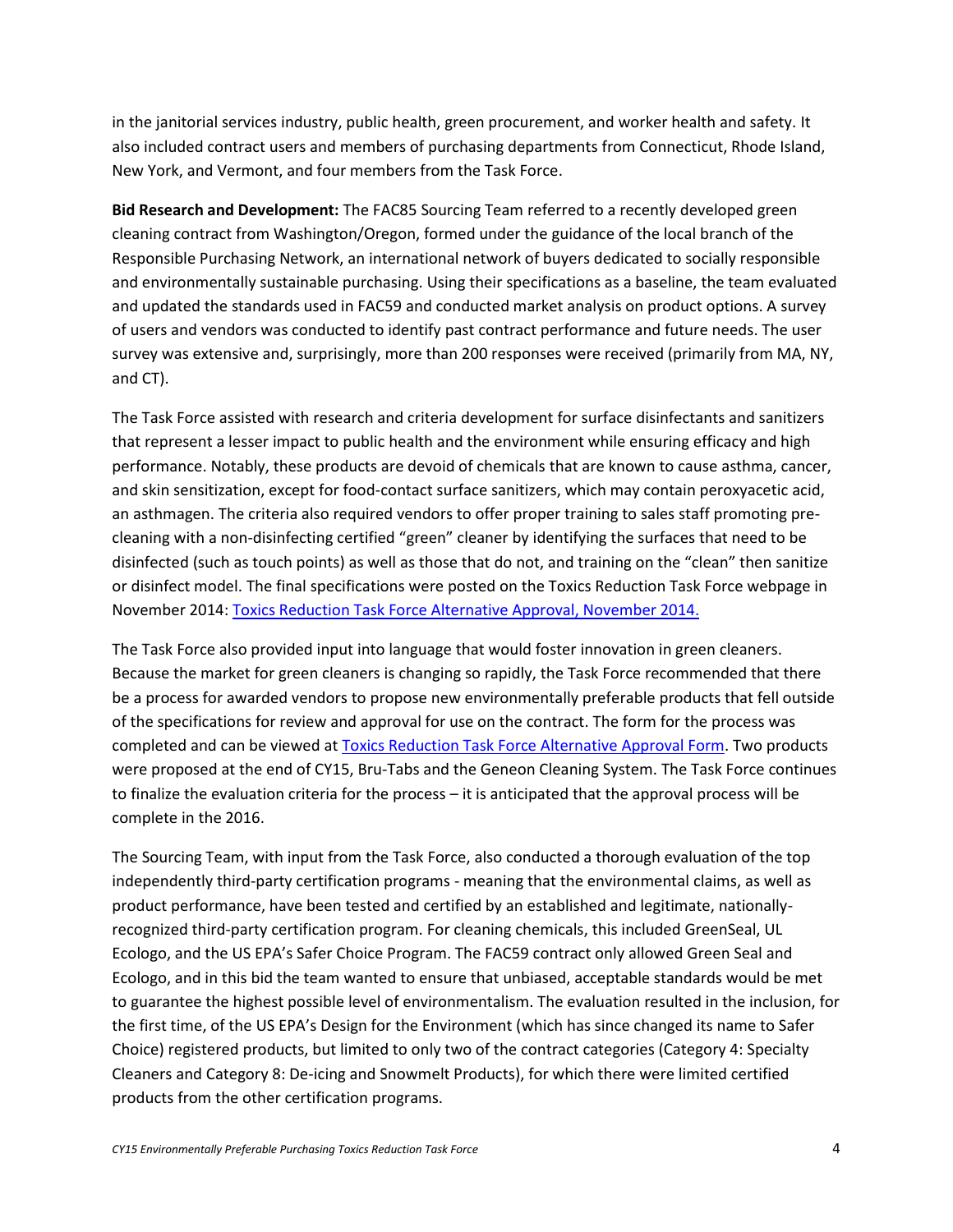in the janitorial services industry, public health, green procurement, and worker health and safety. It also included contract users and members of purchasing departments from Connecticut, Rhode Island, New York, and Vermont, and four members from the Task Force.

**Bid Research and Development:** The FAC85 Sourcing Team referred to a recently developed green cleaning contract from Washington/Oregon, formed under the guidance of the local branch of the Responsible Purchasing Network, an international network of buyers dedicated to socially responsible and environmentally sustainable purchasing. Using their specifications as a baseline, the team evaluated and updated the standards used in FAC59 and conducted market analysis on product options. A survey of users and vendors was conducted to identify past contract performance and future needs. The user survey was extensive and, surprisingly, more than 200 responses were received (primarily from MA, NY, and CT).

The Task Force assisted with research and criteria development for surface disinfectants and sanitizers that represent a lesser impact to public health and the environment while ensuring efficacy and high performance. Notably, these products are devoid of chemicals that are known to cause asthma, cancer, and skin sensitization, except for food-contact surface sanitizers, which may contain peroxyacetic acid, an asthmagen. The criteria also required vendors to offer proper training to sales staff promoting pre-cleaning with a non-disinfecting certified "green" cleaner by identifying the surfaces that need to be disinfected (such as touch points) as well as those that do not, and training on the "clean" then sanitize or disinfect model. The final specifications were posted on the Toxics Reduction Task Force webpage in November 2014: [Toxics Reduction Task Force Alternative Approval, November 2014.]

The Task Force also provided input into language that would foster innovation in green cleaners. Because the market for green cleaners is changing so rapidly, the Task Force recommended that there be a process for awarded vendors to propose new environmentally preferable products that fell outside of the specifications for review and approval for use on the contract. The form for the process was completed and can be viewed at [Toxics Reduction Task Force Alternative Approval Form]. Two products were proposed at the end of CY15, Bru-Tabs and the Geneon Cleaning System. The Task Force continues to finalize the evaluation criteria for the process – it is anticipated that the approval process will be complete in the 2016.

The Sourcing Team, with input from the Task Force, also conducted a thorough evaluation of the top independently third-party certification programs - meaning that the environmental claims, as well as product performance, have been tested and certified by an established and legitimate, nationally-recognized third-party certification program. For cleaning chemicals, this included GreenSeal, UL Ecologo, and the US EPA's Safer Choice Program. The FAC59 contract only allowed Green Seal and Ecologo, and in this bid the team wanted to ensure that unbiased, acceptable standards would be met to guarantee the highest possible level of environmentalism. The evaluation resulted in the inclusion, for the first time, of the US EPA's Design for the Environment (which has since changed its name to Safer Choice) registered products, but limited to only two of the contract categories (Category 4: Specialty Cleaners and Category 8: De-icing and Snowmelt Products), for which there were limited certified products from the other certification programs.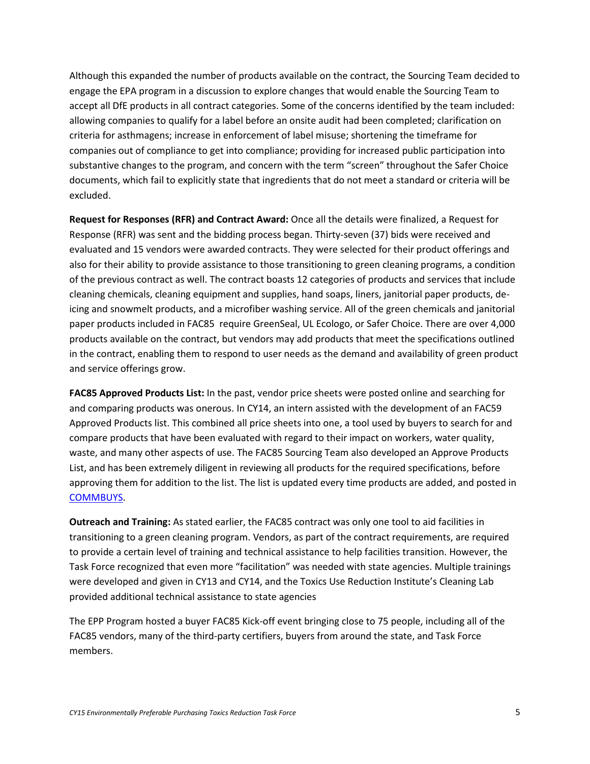Although this expanded the number of products available on the contract, the Sourcing Team decided to engage the EPA program in a discussion to explore changes that would enable the Sourcing Team to accept all DfE products in all contract categories. Some of the concerns identified by the team included: allowing companies to qualify for a label before an onsite audit had been completed; clarification on criteria for asthmagens; increase in enforcement of label misuse; shortening the timeframe for companies out of compliance to get into compliance; providing for increased public participation into substantive changes to the program, and concern with the term "screen" throughout the Safer Choice documents, which fail to explicitly state that ingredients that do not meet a standard or criteria will be excluded.

**Request for Responses (RFR) and Contract Award:** Once all the details were finalized, a Request for Response (RFR) was sent and the bidding process began. Thirty-seven (37) bids were received and evaluated and 15 vendors were awarded contracts. They were selected for their product offerings and also for their ability to provide assistance to those transitioning to green cleaning programs, a condition of the previous contract as well. The contract boasts 12 categories of products and services that include cleaning chemicals, cleaning equipment and supplies, hand soaps, liners, janitorial paper products, de-icing and snowmelt products, and a microfiber washing service. All of the green chemicals and janitorial paper products included in FAC85 require GreenSeal, UL Ecologo, or Safer Choice. There are over 4,000 products available on the contract, but vendors may add products that meet the specifications outlined in the contract, enabling them to respond to user needs as the demand and availability of green product and service offerings grow.

**FAC85 Approved Products List:** In the past, vendor price sheets were posted online and searching for and comparing products was onerous. In CY14, an intern assisted with the development of an FAC59 Approved Products list. This combined all price sheets into one, a tool used by buyers to search for and compare products that have been evaluated with regard to their impact on workers, water quality, waste, and many other aspects of use. The FAC85 Sourcing Team also developed an Approve Products List, and has been extremely diligent in reviewing all products for the required specifications, before approving them for addition to the list. The list is updated every time products are added, and posted in COMMBUYS.

**Outreach and Training:** As stated earlier, the FAC85 contract was only one tool to aid facilities in transitioning to a green cleaning program. Vendors, as part of the contract requirements, are required to provide a certain level of training and technical assistance to help facilities transition. However, the Task Force recognized that even more "facilitation" was needed with state agencies. Multiple trainings were developed and given in CY13 and CY14, and the Toxics Use Reduction Institute's Cleaning Lab provided additional technical assistance to state agencies

The EPP Program hosted a buyer FAC85 Kick-off event bringing close to 75 people, including all of the FAC85 vendors, many of the third-party certifiers, buyers from around the state, and Task Force members.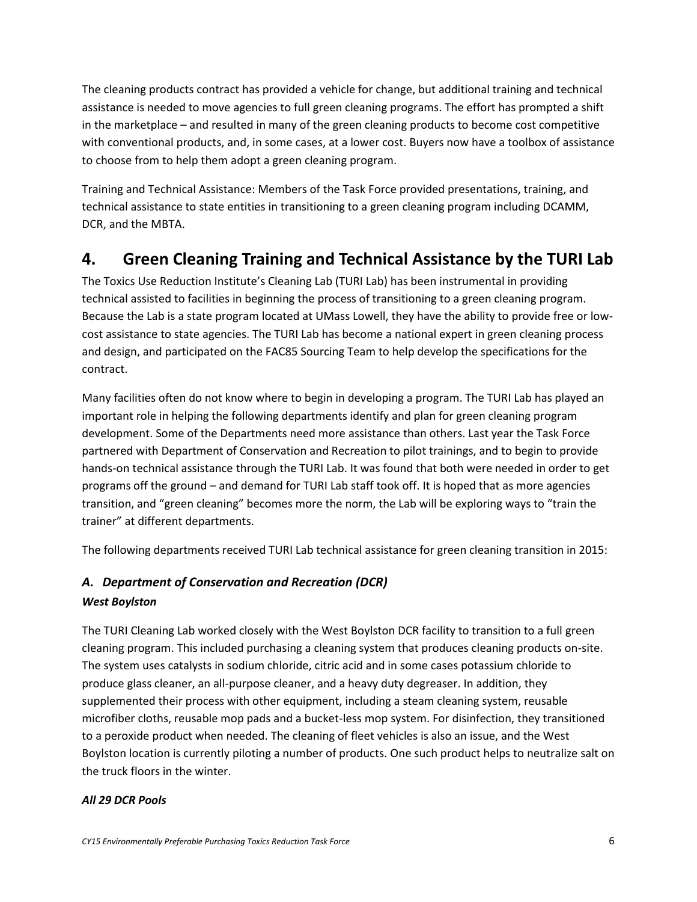The cleaning products contract has provided a vehicle for change, but additional training and technical assistance is needed to move agencies to full green cleaning programs. The effort has prompted a shift in the marketplace – and resulted in many of the green cleaning products to become cost competitive with conventional products, and, in some cases, at a lower cost. Buyers now have a toolbox of assistance to choose from to help them adopt a green cleaning program.

Training and Technical Assistance: Members of the Task Force provided presentations, training, and technical assistance to state entities in transitioning to a green cleaning program including DCAMM, DCR, and the MBTA.

## 4. Green Cleaning Training and Technical Assistance by the TURI Lab

The Toxics Use Reduction Institute's Cleaning Lab (TURI Lab) has been instrumental in providing technical assisted to facilities in beginning the process of transitioning to a green cleaning program. Because the Lab is a state program located at UMass Lowell, they have the ability to provide free or low-cost assistance to state agencies. The TURI Lab has become a national expert in green cleaning process and design, and participated on the FAC85 Sourcing Team to help develop the specifications for the contract.

Many facilities often do not know where to begin in developing a program. The TURI Lab has played an important role in helping the following departments identify and plan for green cleaning program development. Some of the Departments need more assistance than others. Last year the Task Force partnered with Department of Conservation and Recreation to pilot trainings, and to begin to provide hands-on technical assistance through the TURI Lab. It was found that both were needed in order to get programs off the ground – and demand for TURI Lab staff took off. It is hoped that as more agencies transition, and "green cleaning" becomes more the norm, the Lab will be exploring ways to "train the trainer" at different departments.

The following departments received TURI Lab technical assistance for green cleaning transition in 2015:

### *A. Department of Conservation and Recreation (DCR)*

***West Boylston***

The TURI Cleaning Lab worked closely with the West Boylston DCR facility to transition to a full green cleaning program. This included purchasing a cleaning system that produces cleaning products on-site. The system uses catalysts in sodium chloride, citric acid and in some cases potassium chloride to produce glass cleaner, an all-purpose cleaner, and a heavy duty degreaser. In addition, they supplemented their process with other equipment, including a steam cleaning system, reusable microfiber cloths, reusable mop pads and a bucket-less mop system. For disinfection, they transitioned to a peroxide product when needed. The cleaning of fleet vehicles is also an issue, and the West Boylston location is currently piloting a number of products. One such product helps to neutralize salt on the truck floors in the winter.

***All 29 DCR Pools***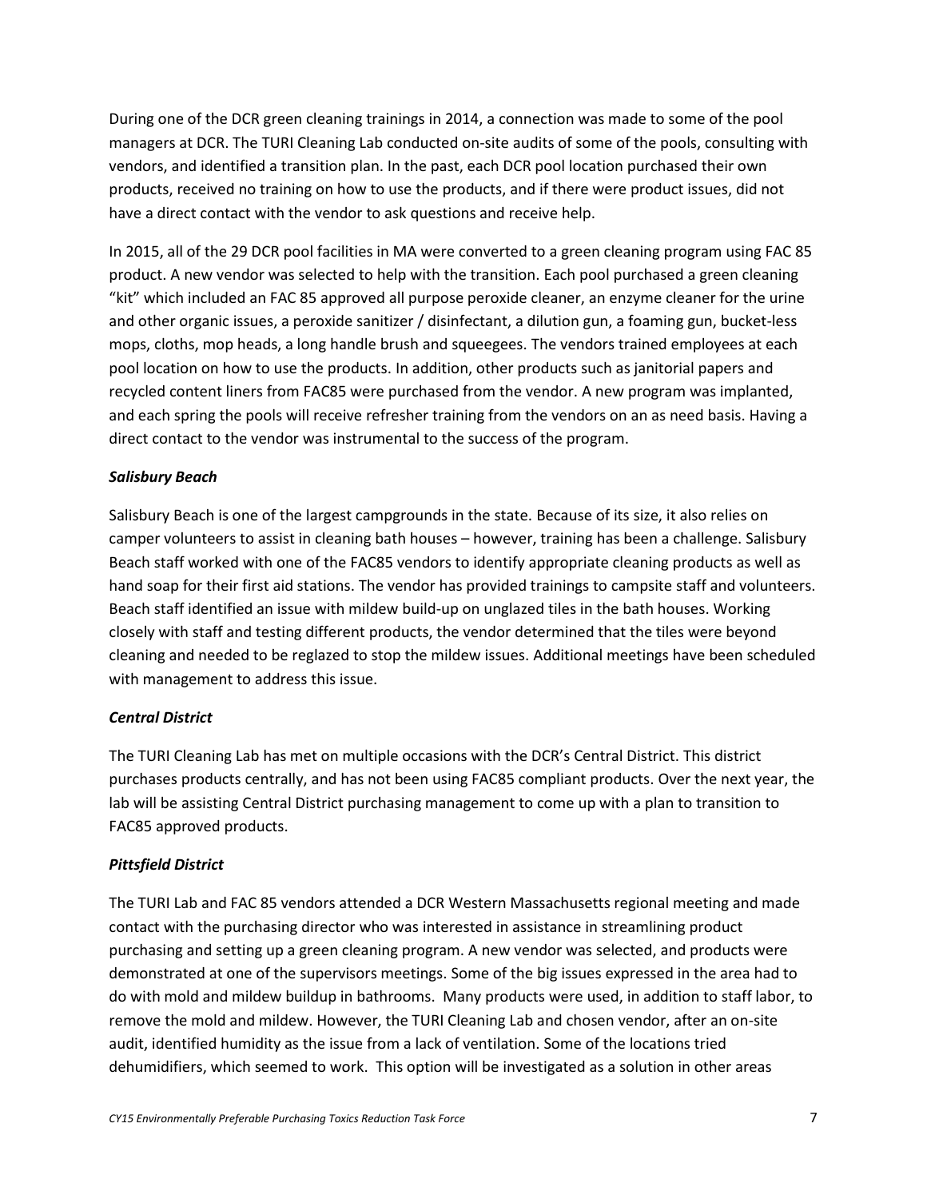During one of the DCR green cleaning trainings in 2014, a connection was made to some of the pool managers at DCR. The TURI Cleaning Lab conducted on-site audits of some of the pools, consulting with vendors, and identified a transition plan. In the past, each DCR pool location purchased their own products, received no training on how to use the products, and if there were product issues, did not have a direct contact with the vendor to ask questions and receive help.

In 2015, all of the 29 DCR pool facilities in MA were converted to a green cleaning program using FAC 85 product. A new vendor was selected to help with the transition. Each pool purchased a green cleaning "kit" which included an FAC 85 approved all purpose peroxide cleaner, an enzyme cleaner for the urine and other organic issues, a peroxide sanitizer / disinfectant, a dilution gun, a foaming gun, bucket-less mops, cloths, mop heads, a long handle brush and squeegees. The vendors trained employees at each pool location on how to use the products. In addition, other products such as janitorial papers and recycled content liners from FAC85 were purchased from the vendor. A new program was implanted, and each spring the pools will receive refresher training from the vendors on an as need basis. Having a direct contact to the vendor was instrumental to the success of the program.

***Salisbury Beach***

Salisbury Beach is one of the largest campgrounds in the state. Because of its size, it also relies on camper volunteers to assist in cleaning bath houses – however, training has been a challenge. Salisbury Beach staff worked with one of the FAC85 vendors to identify appropriate cleaning products as well as hand soap for their first aid stations. The vendor has provided trainings to campsite staff and volunteers. Beach staff identified an issue with mildew build-up on unglazed tiles in the bath houses. Working closely with staff and testing different products, the vendor determined that the tiles were beyond cleaning and needed to be reglazed to stop the mildew issues. Additional meetings have been scheduled with management to address this issue.

***Central District***

The TURI Cleaning Lab has met on multiple occasions with the DCR's Central District. This district purchases products centrally, and has not been using FAC85 compliant products. Over the next year, the lab will be assisting Central District purchasing management to come up with a plan to transition to FAC85 approved products.

***Pittsfield District***

The TURI Lab and FAC 85 vendors attended a DCR Western Massachusetts regional meeting and made contact with the purchasing director who was interested in assistance in streamlining product purchasing and setting up a green cleaning program. A new vendor was selected, and products were demonstrated at one of the supervisors meetings. Some of the big issues expressed in the area had to do with mold and mildew buildup in bathrooms. Many products were used, in addition to staff labor, to remove the mold and mildew. However, the TURI Cleaning Lab and chosen vendor, after an on-site audit, identified humidity as the issue from a lack of ventilation. Some of the locations tried dehumidifiers, which seemed to work. This option will be investigated as a solution in other areas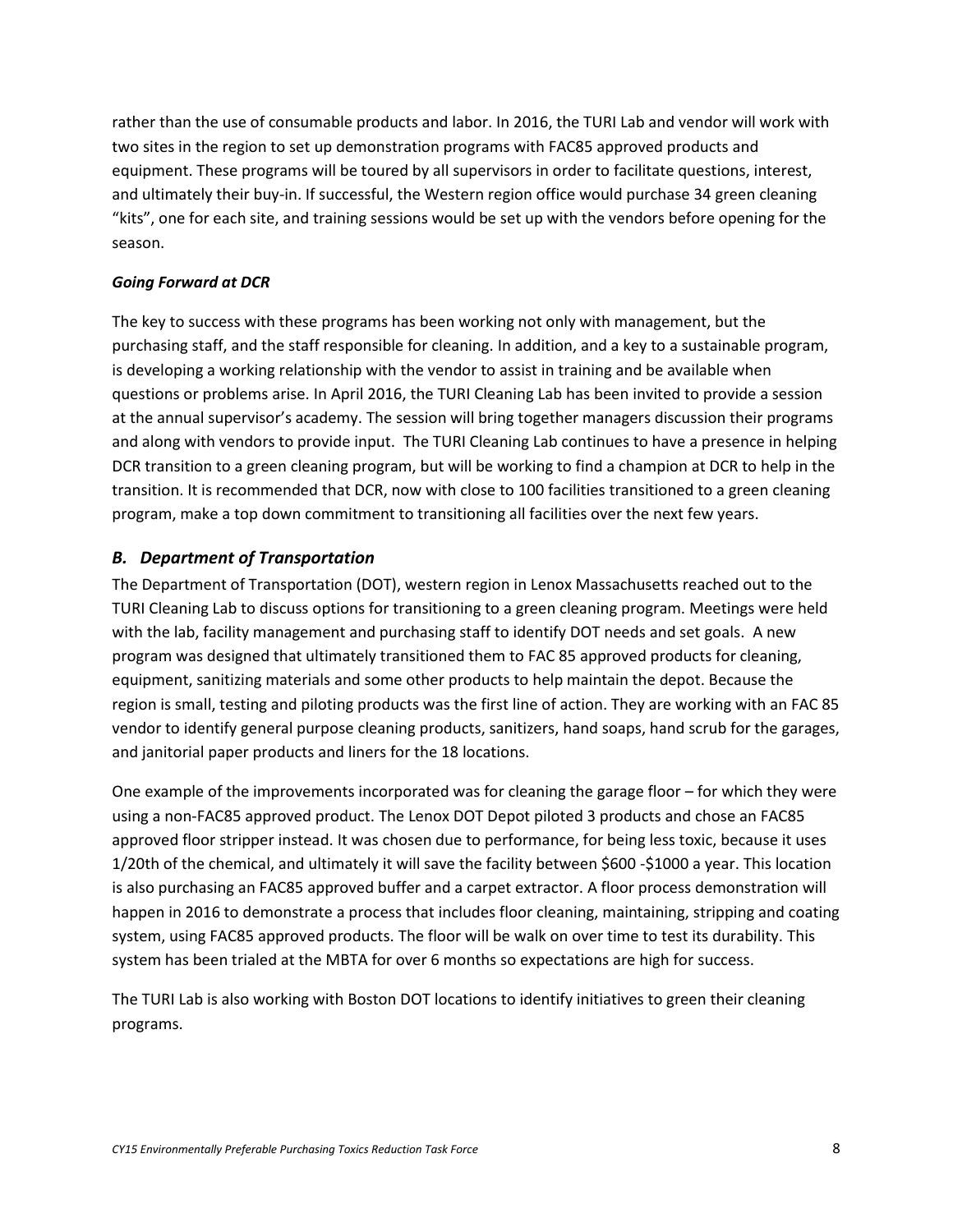rather than the use of consumable products and labor. In 2016, the TURI Lab and vendor will work with two sites in the region to set up demonstration programs with FAC85 approved products and equipment. These programs will be toured by all supervisors in order to facilitate questions, interest, and ultimately their buy-in. If successful, the Western region office would purchase 34 green cleaning "kits", one for each site, and training sessions would be set up with the vendors before opening for the season.

***Going Forward at DCR***

The key to success with these programs has been working not only with management, but the purchasing staff, and the staff responsible for cleaning. In addition, and a key to a sustainable program, is developing a working relationship with the vendor to assist in training and be available when questions or problems arise. In April 2016, the TURI Cleaning Lab has been invited to provide a session at the annual supervisor's academy. The session will bring together managers discussion their programs and along with vendors to provide input. The TURI Cleaning Lab continues to have a presence in helping DCR transition to a green cleaning program, but will be working to find a champion at DCR to help in the transition. It is recommended that DCR, now with close to 100 facilities transitioned to a green cleaning program, make a top down commitment to transitioning all facilities over the next few years.

### *B. Department of Transportation*

The Department of Transportation (DOT), western region in Lenox Massachusetts reached out to the TURI Cleaning Lab to discuss options for transitioning to a green cleaning program. Meetings were held with the lab, facility management and purchasing staff to identify DOT needs and set goals. A new program was designed that ultimately transitioned them to FAC 85 approved products for cleaning, equipment, sanitizing materials and some other products to help maintain the depot. Because the region is small, testing and piloting products was the first line of action. They are working with an FAC 85 vendor to identify general purpose cleaning products, sanitizers, hand soaps, hand scrub for the garages, and janitorial paper products and liners for the 18 locations.

One example of the improvements incorporated was for cleaning the garage floor – for which they were using a non-FAC85 approved product. The Lenox DOT Depot piloted 3 products and chose an FAC85 approved floor stripper instead. It was chosen due to performance, for being less toxic, because it uses 1/20th of the chemical, and ultimately it will save the facility between $600 -$1000 a year. This location is also purchasing an FAC85 approved buffer and a carpet extractor. A floor process demonstration will happen in 2016 to demonstrate a process that includes floor cleaning, maintaining, stripping and coating system, using FAC85 approved products. The floor will be walk on over time to test its durability. This system has been trialed at the MBTA for over 6 months so expectations are high for success.

The TURI Lab is also working with Boston DOT locations to identify initiatives to green their cleaning programs.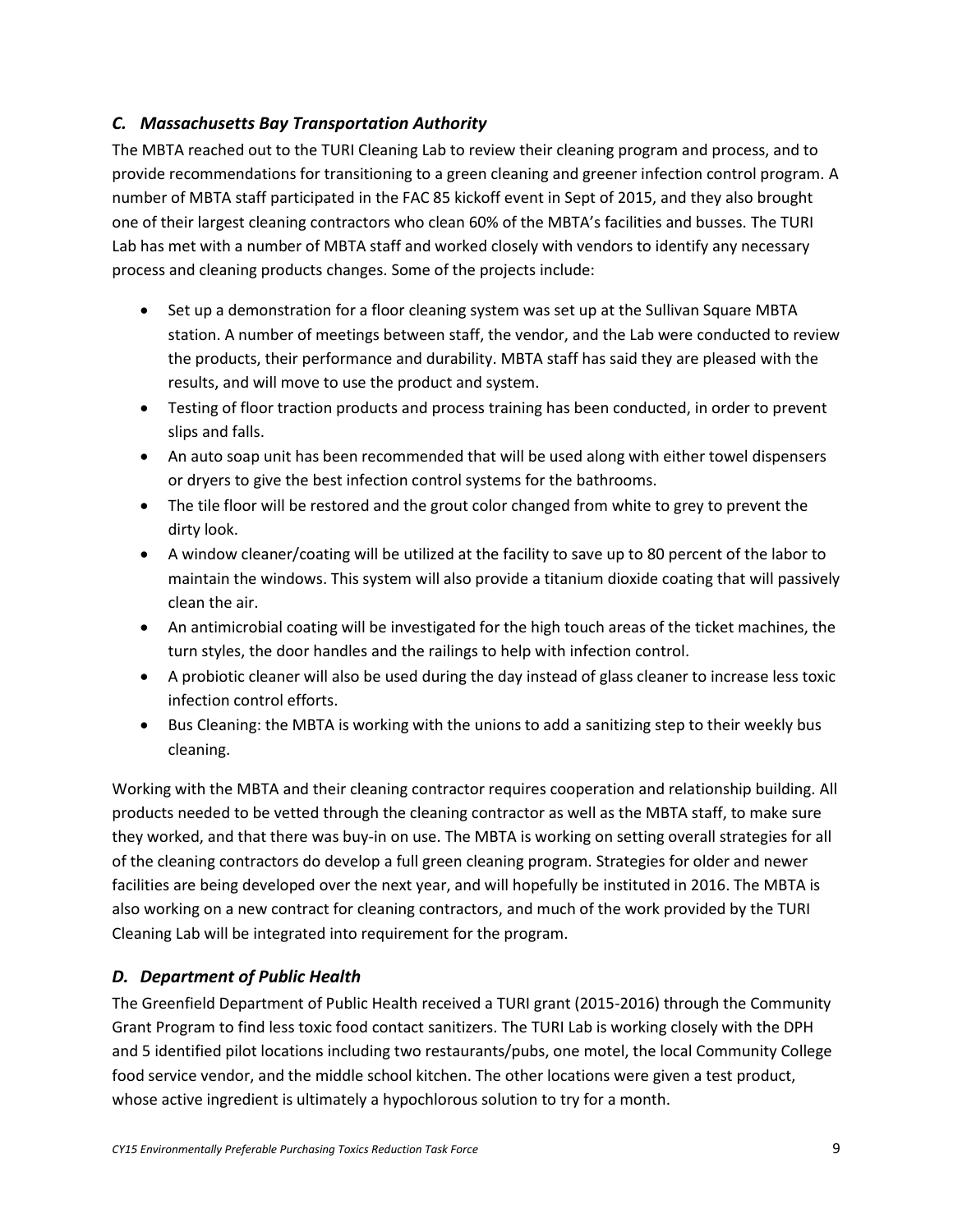## *C. Massachusetts Bay Transportation Authority*

The MBTA reached out to the TURI Cleaning Lab to review their cleaning program and process, and to provide recommendations for transitioning to a green cleaning and greener infection control program. A number of MBTA staff participated in the FAC 85 kickoff event in Sept of 2015, and they also brought one of their largest cleaning contractors who clean 60% of the MBTA's facilities and busses. The TURI Lab has met with a number of MBTA staff and worked closely with vendors to identify any necessary process and cleaning products changes. Some of the projects include:

- Set up a demonstration for a floor cleaning system was set up at the Sullivan Square MBTA station. A number of meetings between staff, the vendor, and the Lab were conducted to review the products, their performance and durability. MBTA staff has said they are pleased with the results, and will move to use the product and system.
- Testing of floor traction products and process training has been conducted, in order to prevent slips and falls.
- An auto soap unit has been recommended that will be used along with either towel dispensers or dryers to give the best infection control systems for the bathrooms.
- The tile floor will be restored and the grout color changed from white to grey to prevent the dirty look.
- A window cleaner/coating will be utilized at the facility to save up to 80 percent of the labor to maintain the windows. This system will also provide a titanium dioxide coating that will passively clean the air.
- An antimicrobial coating will be investigated for the high touch areas of the ticket machines, the turn styles, the door handles and the railings to help with infection control.
- A probiotic cleaner will also be used during the day instead of glass cleaner to increase less toxic infection control efforts.
- Bus Cleaning: the MBTA is working with the unions to add a sanitizing step to their weekly bus cleaning.

Working with the MBTA and their cleaning contractor requires cooperation and relationship building. All products needed to be vetted through the cleaning contractor as well as the MBTA staff, to make sure they worked, and that there was buy-in on use. The MBTA is working on setting overall strategies for all of the cleaning contractors do develop a full green cleaning program. Strategies for older and newer facilities are being developed over the next year, and will hopefully be instituted in 2016. The MBTA is also working on a new contract for cleaning contractors, and much of the work provided by the TURI Cleaning Lab will be integrated into requirement for the program.

## *D. Department of Public Health*

The Greenfield Department of Public Health received a TURI grant (2015-2016) through the Community Grant Program to find less toxic food contact sanitizers. The TURI Lab is working closely with the DPH and 5 identified pilot locations including two restaurants/pubs, one motel, the local Community College food service vendor, and the middle school kitchen. The other locations were given a test product, whose active ingredient is ultimately a hypochlorous solution to try for a month.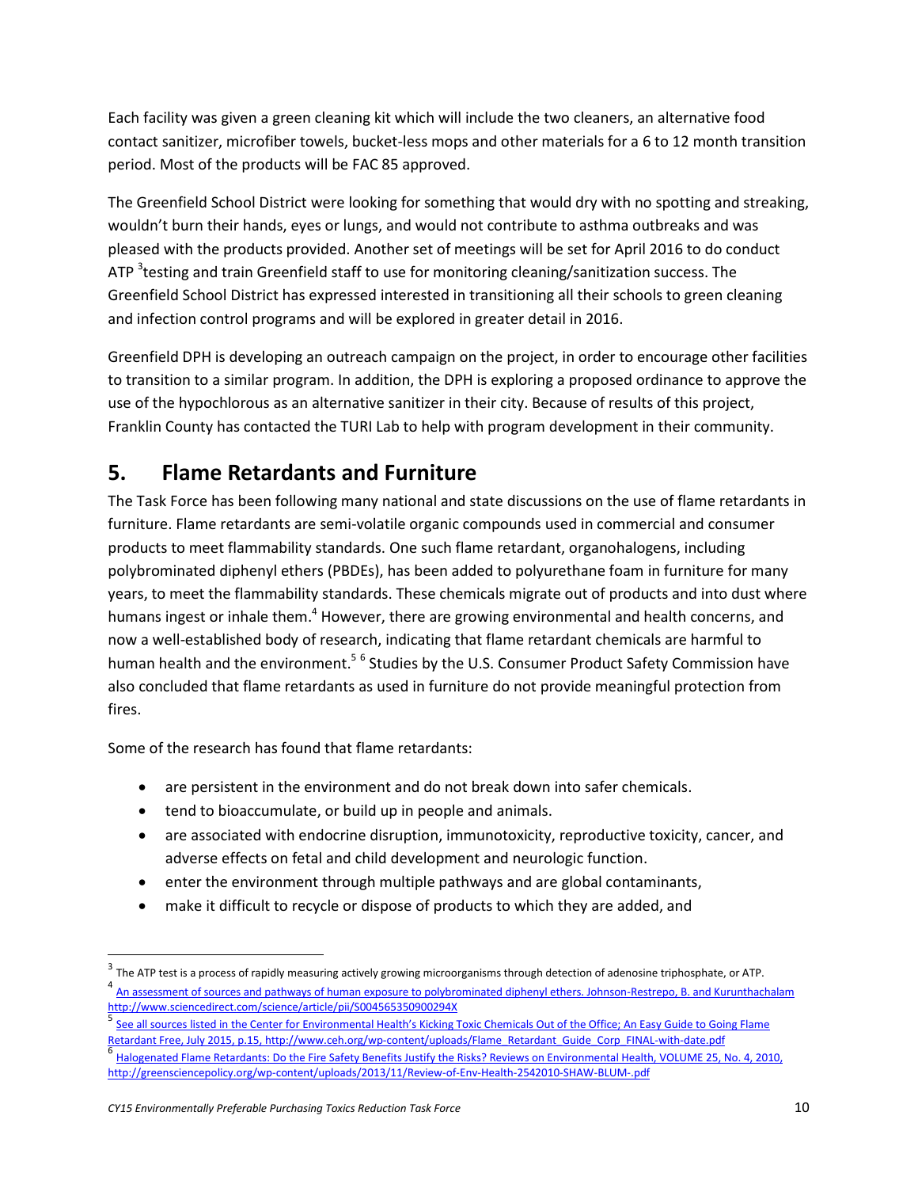Each facility was given a green cleaning kit which will include the two cleaners, an alternative food contact sanitizer, microfiber towels, bucket-less mops and other materials for a 6 to 12 month transition period. Most of the products will be FAC 85 approved.

The Greenfield School District were looking for something that would dry with no spotting and streaking, wouldn't burn their hands, eyes or lungs, and would not contribute to asthma outbreaks and was pleased with the products provided. Another set of meetings will be set for April 2016 to do conduct ATP [3]testing and train Greenfield staff to use for monitoring cleaning/sanitization success. The Greenfield School District has expressed interested in transitioning all their schools to green cleaning and infection control programs and will be explored in greater detail in 2016.

Greenfield DPH is developing an outreach campaign on the project, in order to encourage other facilities to transition to a similar program. In addition, the DPH is exploring a proposed ordinance to approve the use of the hypochlorous as an alternative sanitizer in their city. Because of results of this project, Franklin County has contacted the TURI Lab to help with program development in their community.

## 5. Flame Retardants and Furniture

The Task Force has been following many national and state discussions on the use of flame retardants in furniture. Flame retardants are semi-volatile organic compounds used in commercial and consumer products to meet flammability standards. One such flame retardant, organohalogens, including polybrominated diphenyl ethers (PBDEs), has been added to polyurethane foam in furniture for many years, to meet the flammability standards. These chemicals migrate out of products and into dust where humans ingest or inhale them.[4] However, there are growing environmental and health concerns, and now a well-established body of research, indicating that flame retardant chemicals are harmful to human health and the environment.[5] [6] Studies by the U.S. Consumer Product Safety Commission have also concluded that flame retardants as used in furniture do not provide meaningful protection from fires.

Some of the research has found that flame retardants:

- are persistent in the environment and do not break down into safer chemicals.
- tend to bioaccumulate, or build up in people and animals.
- are associated with endocrine disruption, immunotoxicity, reproductive toxicity, cancer, and adverse effects on fetal and child development and neurologic function.
- enter the environment through multiple pathways and are global contaminants,
- make it difficult to recycle or dispose of products to which they are added, and

---

[3] The ATP test is a process of rapidly measuring actively growing microorganisms through detection of adenosine triphosphate, or ATP.

[4] An assessment of sources and pathways of human exposure to polybrominated diphenyl ethers. Johnson-Restrepo, B. and Kurunthachalam http://www.sciencedirect.com/science/article/pii/S004565350900294X

[5] See all sources listed in the Center for Environmental Health's Kicking Toxic Chemicals Out of the Office; An Easy Guide to Going Flame Retardant Free, July 2015, p.15, http://www.ceh.org/wp-content/uploads/Flame_Retardant_Guide_Corp_FINAL-with-date.pdf

[6] Halogenated Flame Retardants: Do the Fire Safety Benefits Justify the Risks? Reviews on Environmental Health, VOLUME 25, No. 4, 2010, http://greensciencepolicy.org/wp-content/uploads/2013/11/Review-of-Env-Health-2542010-SHAW-BLUM-.pdf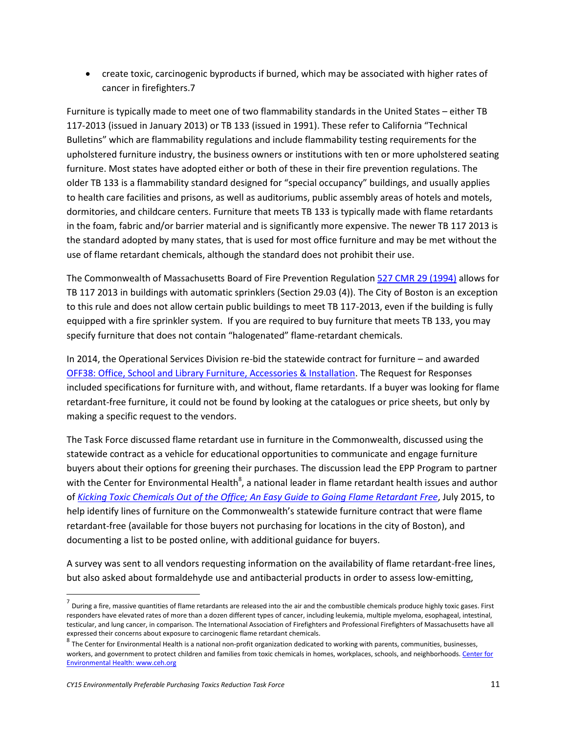- create toxic, carcinogenic byproducts if burned, which may be associated with higher rates of cancer in firefighters.7

Furniture is typically made to meet one of two flammability standards in the United States – either TB 117-2013 (issued in January 2013) or TB 133 (issued in 1991). These refer to California "Technical Bulletins" which are flammability regulations and include flammability testing requirements for the upholstered furniture industry, the business owners or institutions with ten or more upholstered seating furniture. Most states have adopted either or both of these in their fire prevention regulations. The older TB 133 is a flammability standard designed for "special occupancy" buildings, and usually applies to health care facilities and prisons, as well as auditoriums, public assembly areas of hotels and motels, dormitories, and childcare centers. Furniture that meets TB 133 is typically made with flame retardants in the foam, fabric and/or barrier material and is significantly more expensive. The newer TB 117 2013 is the standard adopted by many states, that is used for most office furniture and may be met without the use of flame retardant chemicals, although the standard does not prohibit their use.

The Commonwealth of Massachusetts Board of Fire Prevention Regulation 527 CMR 29 (1994) allows for TB 117 2013 in buildings with automatic sprinklers (Section 29.03 (4)). The City of Boston is an exception to this rule and does not allow certain public buildings to meet TB 117-2013, even if the building is fully equipped with a fire sprinkler system. If you are required to buy furniture that meets TB 133, you may specify furniture that does not contain "halogenated" flame-retardant chemicals.

In 2014, the Operational Services Division re-bid the statewide contract for furniture – and awarded OFF38: Office, School and Library Furniture, Accessories & Installation. The Request for Responses included specifications for furniture with, and without, flame retardants. If a buyer was looking for flame retardant-free furniture, it could not be found by looking at the catalogues or price sheets, but only by making a specific request to the vendors.

The Task Force discussed flame retardant use in furniture in the Commonwealth, discussed using the statewide contract as a vehicle for educational opportunities to communicate and engage furniture buyers about their options for greening their purchases. The discussion lead the EPP Program to partner with the Center for Environmental Health[8], a national leader in flame retardant health issues and author of *Kicking Toxic Chemicals Out of the Office; An Easy Guide to Going Flame Retardant Free*, July 2015, to help identify lines of furniture on the Commonwealth's statewide furniture contract that were flame retardant-free (available for those buyers not purchasing for locations in the city of Boston), and documenting a list to be posted online, with additional guidance for buyers.

A survey was sent to all vendors requesting information on the availability of flame retardant-free lines, but also asked about formaldehyde use and antibacterial products in order to assess low-emitting,

---

[7] During a fire, massive quantities of flame retardants are released into the air and the combustible chemicals produce highly toxic gases. First responders have elevated rates of more than a dozen different types of cancer, including leukemia, multiple myeloma, esophageal, intestinal, testicular, and lung cancer, in comparison. The International Association of Firefighters and Professional Firefighters of Massachusetts have all expressed their concerns about exposure to carcinogenic flame retardant chemicals.

[8] The Center for Environmental Health is a national non-profit organization dedicated to working with parents, communities, businesses, workers, and government to protect children and families from toxic chemicals in homes, workplaces, schools, and neighborhoods. Center for Environmental Health: www.ceh.org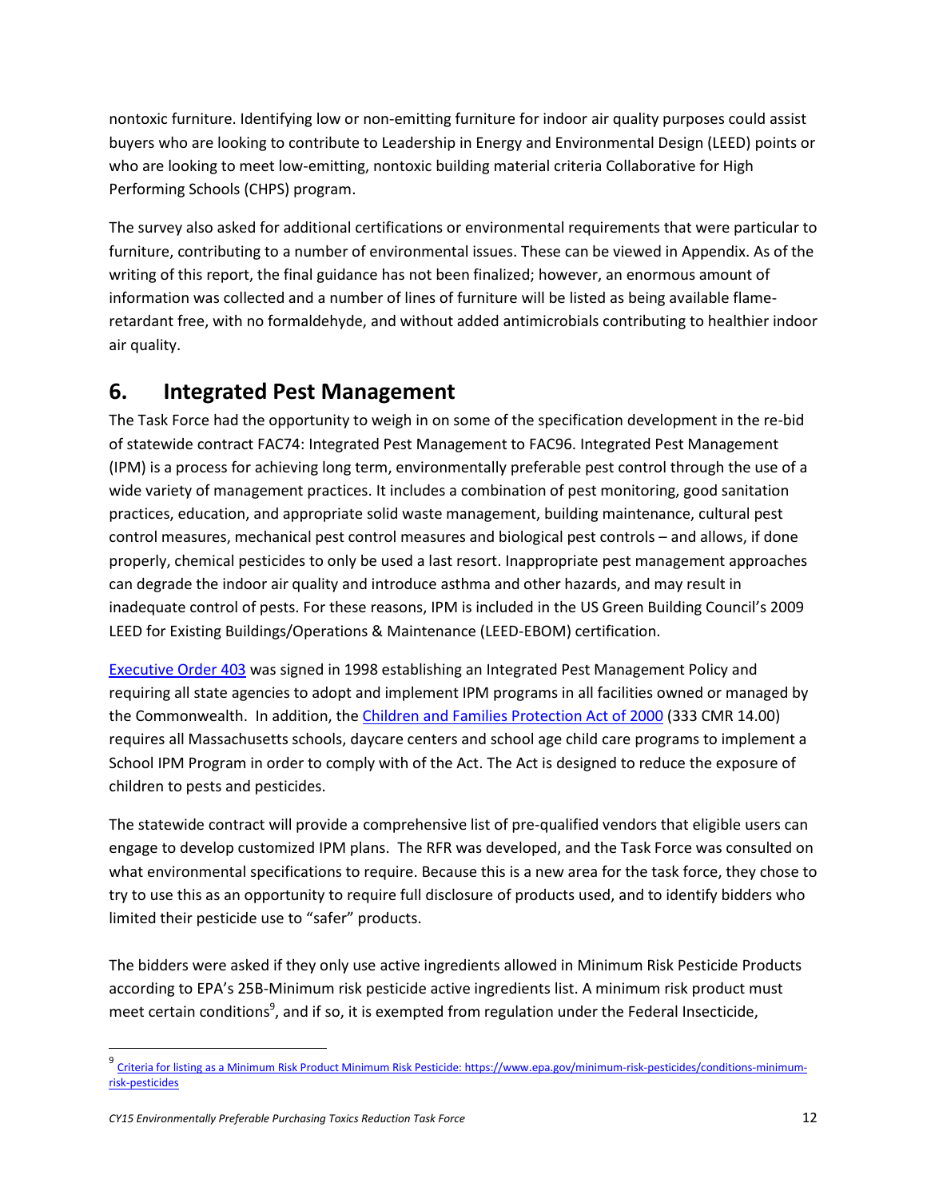nontoxic furniture. Identifying low or non-emitting furniture for indoor air quality purposes could assist buyers who are looking to contribute to Leadership in Energy and Environmental Design (LEED) points or who are looking to meet low-emitting, nontoxic building material criteria Collaborative for High Performing Schools (CHPS) program.

The survey also asked for additional certifications or environmental requirements that were particular to furniture, contributing to a number of environmental issues. These can be viewed in Appendix. As of the writing of this report, the final guidance has not been finalized; however, an enormous amount of information was collected and a number of lines of furniture will be listed as being available flame-retardant free, with no formaldehyde, and without added antimicrobials contributing to healthier indoor air quality.

## 6. Integrated Pest Management

The Task Force had the opportunity to weigh in on some of the specification development in the re-bid of statewide contract FAC74: Integrated Pest Management to FAC96. Integrated Pest Management (IPM) is a process for achieving long term, environmentally preferable pest control through the use of a wide variety of management practices. It includes a combination of pest monitoring, good sanitation practices, education, and appropriate solid waste management, building maintenance, cultural pest control measures, mechanical pest control measures and biological pest controls – and allows, if done properly, chemical pesticides to only be used a last resort. Inappropriate pest management approaches can degrade the indoor air quality and introduce asthma and other hazards, and may result in inadequate control of pests. For these reasons, IPM is included in the US Green Building Council's 2009 LEED for Existing Buildings/Operations & Maintenance (LEED-EBOM) certification.

Executive Order 403 was signed in 1998 establishing an Integrated Pest Management Policy and requiring all state agencies to adopt and implement IPM programs in all facilities owned or managed by the Commonwealth. In addition, the Children and Families Protection Act of 2000 (333 CMR 14.00) requires all Massachusetts schools, daycare centers and school age child care programs to implement a School IPM Program in order to comply with of the Act. The Act is designed to reduce the exposure of children to pests and pesticides.

The statewide contract will provide a comprehensive list of pre-qualified vendors that eligible users can engage to develop customized IPM plans. The RFR was developed, and the Task Force was consulted on what environmental specifications to require. Because this is a new area for the task force, they chose to try to use this as an opportunity to require full disclosure of products used, and to identify bidders who limited their pesticide use to "safer" products.

The bidders were asked if they only use active ingredients allowed in Minimum Risk Pesticide Products according to EPA's 25B-Minimum risk pesticide active ingredients list. A minimum risk product must meet certain conditions[9], and if so, it is exempted from regulation under the Federal Insecticide,

---

[9] Criteria for listing as a Minimum Risk Product Minimum Risk Pesticide: https://www.epa.gov/minimum-risk-pesticides/conditions-minimum-risk-pesticides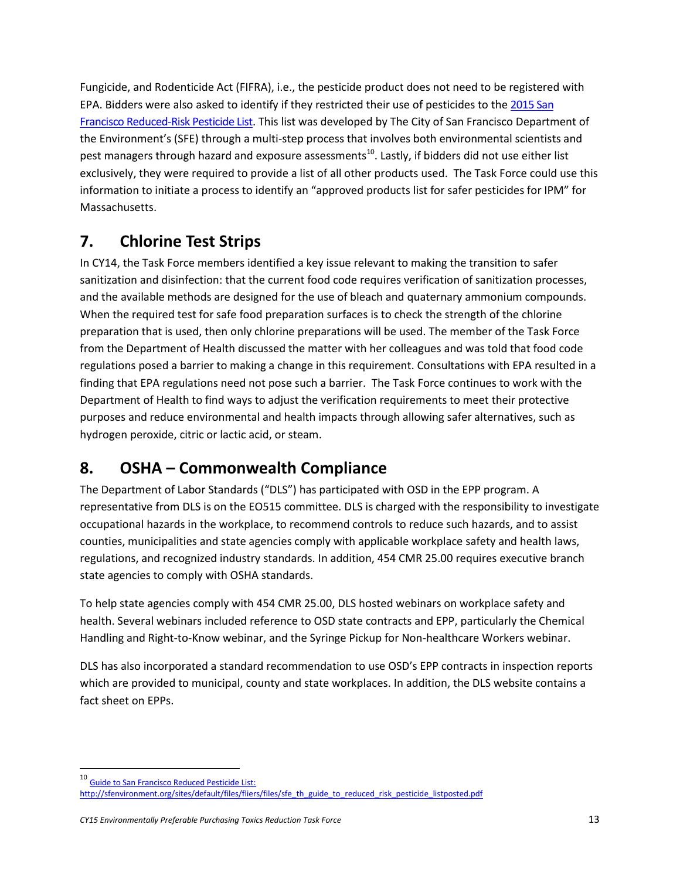Fungicide, and Rodenticide Act (FIFRA), i.e., the pesticide product does not need to be registered with EPA. Bidders were also asked to identify if they restricted their use of pesticides to the [2015 San Francisco Reduced-Risk Pesticide List](). This list was developed by The City of San Francisco Department of the Environment's (SFE) through a multi-step process that involves both environmental scientists and pest managers through hazard and exposure assessments[10]. Lastly, if bidders did not use either list exclusively, they were required to provide a list of all other products used. The Task Force could use this information to initiate a process to identify an "approved products list for safer pesticides for IPM" for Massachusetts.

## 7. Chlorine Test Strips

In CY14, the Task Force members identified a key issue relevant to making the transition to safer sanitization and disinfection: that the current food code requires verification of sanitization processes, and the available methods are designed for the use of bleach and quaternary ammonium compounds. When the required test for safe food preparation surfaces is to check the strength of the chlorine preparation that is used, then only chlorine preparations will be used. The member of the Task Force from the Department of Health discussed the matter with her colleagues and was told that food code regulations posed a barrier to making a change in this requirement. Consultations with EPA resulted in a finding that EPA regulations need not pose such a barrier. The Task Force continues to work with the Department of Health to find ways to adjust the verification requirements to meet their protective purposes and reduce environmental and health impacts through allowing safer alternatives, such as hydrogen peroxide, citric or lactic acid, or steam.

## 8. OSHA – Commonwealth Compliance

The Department of Labor Standards ("DLS") has participated with OSD in the EPP program. A representative from DLS is on the EO515 committee. DLS is charged with the responsibility to investigate occupational hazards in the workplace, to recommend controls to reduce such hazards, and to assist counties, municipalities and state agencies comply with applicable workplace safety and health laws, regulations, and recognized industry standards. In addition, 454 CMR 25.00 requires executive branch state agencies to comply with OSHA standards.

To help state agencies comply with 454 CMR 25.00, DLS hosted webinars on workplace safety and health. Several webinars included reference to OSD state contracts and EPP, particularly the Chemical Handling and Right-to-Know webinar, and the Syringe Pickup for Non-healthcare Workers webinar.

DLS has also incorporated a standard recommendation to use OSD's EPP contracts in inspection reports which are provided to municipal, county and state workplaces. In addition, the DLS website contains a fact sheet on EPPs.

---

[10] Guide to San Francisco Reduced Pesticide List: http://sfenvironment.org/sites/default/files/fliers/files/sfe_th_guide_to_reduced_risk_pesticide_listposted.pdf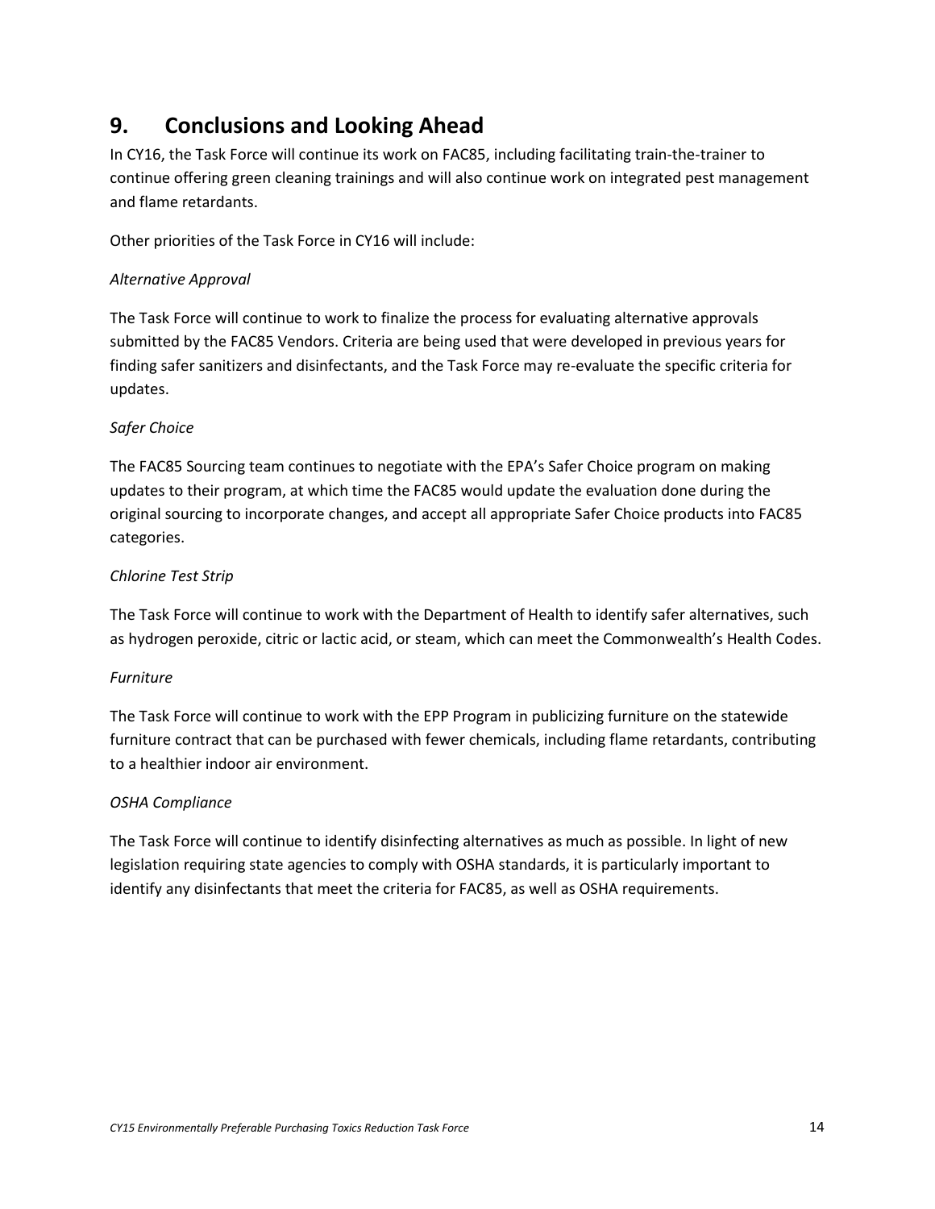## 9. Conclusions and Looking Ahead

In CY16, the Task Force will continue its work on FAC85, including facilitating train-the-trainer to continue offering green cleaning trainings and will also continue work on integrated pest management and flame retardants.

Other priorities of the Task Force in CY16 will include:

*Alternative Approval*

The Task Force will continue to work to finalize the process for evaluating alternative approvals submitted by the FAC85 Vendors. Criteria are being used that were developed in previous years for finding safer sanitizers and disinfectants, and the Task Force may re-evaluate the specific criteria for updates.

*Safer Choice*

The FAC85 Sourcing team continues to negotiate with the EPA's Safer Choice program on making updates to their program, at which time the FAC85 would update the evaluation done during the original sourcing to incorporate changes, and accept all appropriate Safer Choice products into FAC85 categories.

*Chlorine Test Strip*

The Task Force will continue to work with the Department of Health to identify safer alternatives, such as hydrogen peroxide, citric or lactic acid, or steam, which can meet the Commonwealth's Health Codes.

*Furniture*

The Task Force will continue to work with the EPP Program in publicizing furniture on the statewide furniture contract that can be purchased with fewer chemicals, including flame retardants, contributing to a healthier indoor air environment.

*OSHA Compliance*

The Task Force will continue to identify disinfecting alternatives as much as possible. In light of new legislation requiring state agencies to comply with OSHA standards, it is particularly important to identify any disinfectants that meet the criteria for FAC85, as well as OSHA requirements.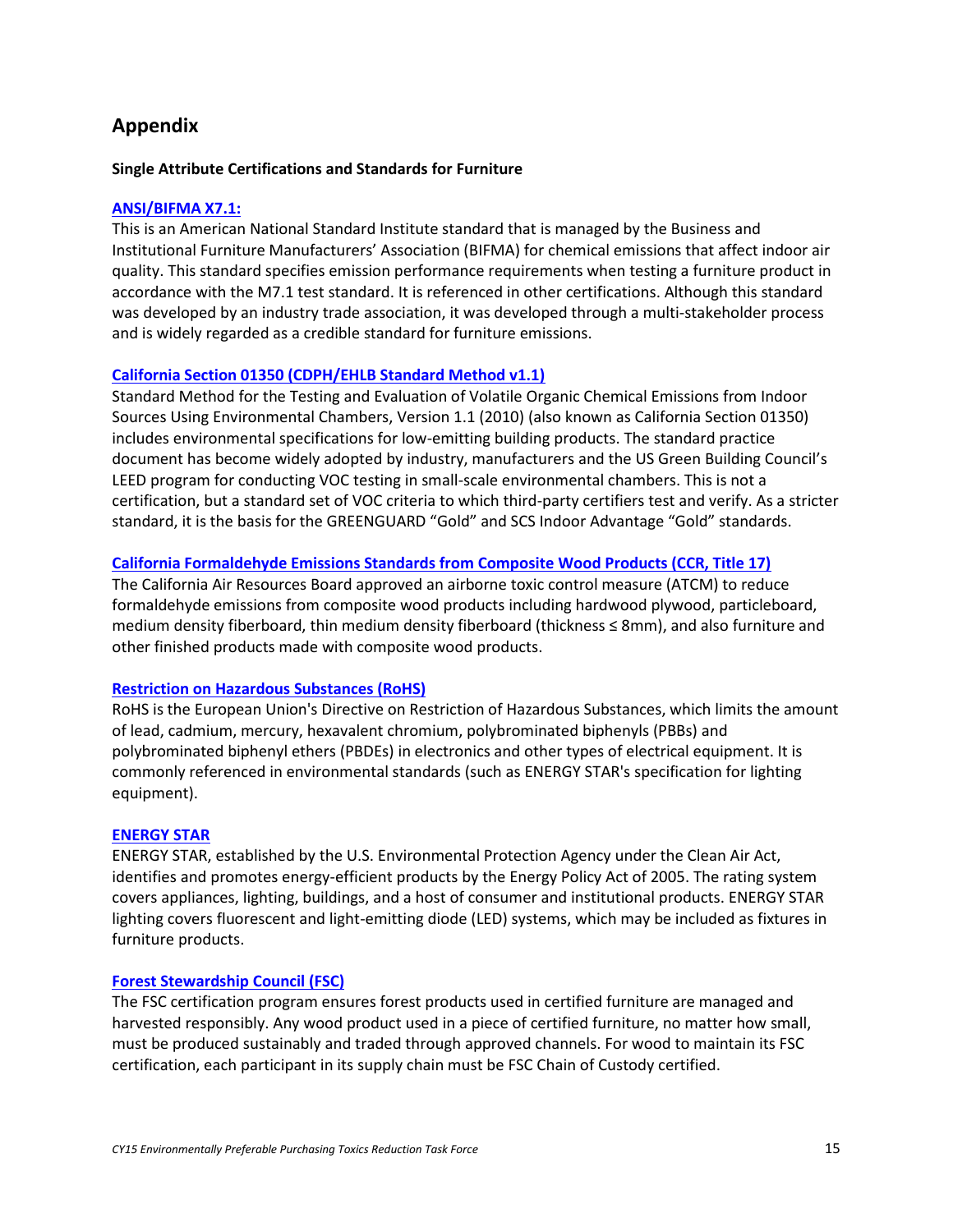## Appendix

### Single Attribute Certifications and Standards for Furniture

#### ANSI/BIFMA X7.1:

This is an American National Standard Institute standard that is managed by the Business and Institutional Furniture Manufacturers' Association (BIFMA) for chemical emissions that affect indoor air quality. This standard specifies emission performance requirements when testing a furniture product in accordance with the M7.1 test standard. It is referenced in other certifications. Although this standard was developed by an industry trade association, it was developed through a multi-stakeholder process and is widely regarded as a credible standard for furniture emissions.

#### California Section 01350 (CDPH/EHLB Standard Method v1.1)

Standard Method for the Testing and Evaluation of Volatile Organic Chemical Emissions from Indoor Sources Using Environmental Chambers, Version 1.1 (2010) (also known as California Section 01350) includes environmental specifications for low-emitting building products. The standard practice document has become widely adopted by industry, manufacturers and the US Green Building Council's LEED program for conducting VOC testing in small-scale environmental chambers. This is not a certification, but a standard set of VOC criteria to which third-party certifiers test and verify. As a stricter standard, it is the basis for the GREENGUARD "Gold" and SCS Indoor Advantage "Gold" standards.

#### California Formaldehyde Emissions Standards from Composite Wood Products (CCR, Title 17)

The California Air Resources Board approved an airborne toxic control measure (ATCM) to reduce formaldehyde emissions from composite wood products including hardwood plywood, particleboard, medium density fiberboard, thin medium density fiberboard (thickness ≤ 8mm), and also furniture and other finished products made with composite wood products.

#### Restriction on Hazardous Substances (RoHS)

RoHS is the European Union's Directive on Restriction of Hazardous Substances, which limits the amount of lead, cadmium, mercury, hexavalent chromium, polybrominated biphenyls (PBBs) and polybrominated biphenyl ethers (PBDEs) in electronics and other types of electrical equipment. It is commonly referenced in environmental standards (such as ENERGY STAR's specification for lighting equipment).

#### ENERGY STAR

ENERGY STAR, established by the U.S. Environmental Protection Agency under the Clean Air Act, identifies and promotes energy-efficient products by the Energy Policy Act of 2005. The rating system covers appliances, lighting, buildings, and a host of consumer and institutional products. ENERGY STAR lighting covers fluorescent and light-emitting diode (LED) systems, which may be included as fixtures in furniture products.

#### Forest Stewardship Council (FSC)

The FSC certification program ensures forest products used in certified furniture are managed and harvested responsibly. Any wood product used in a piece of certified furniture, no matter how small, must be produced sustainably and traded through approved channels. For wood to maintain its FSC certification, each participant in its supply chain must be FSC Chain of Custody certified.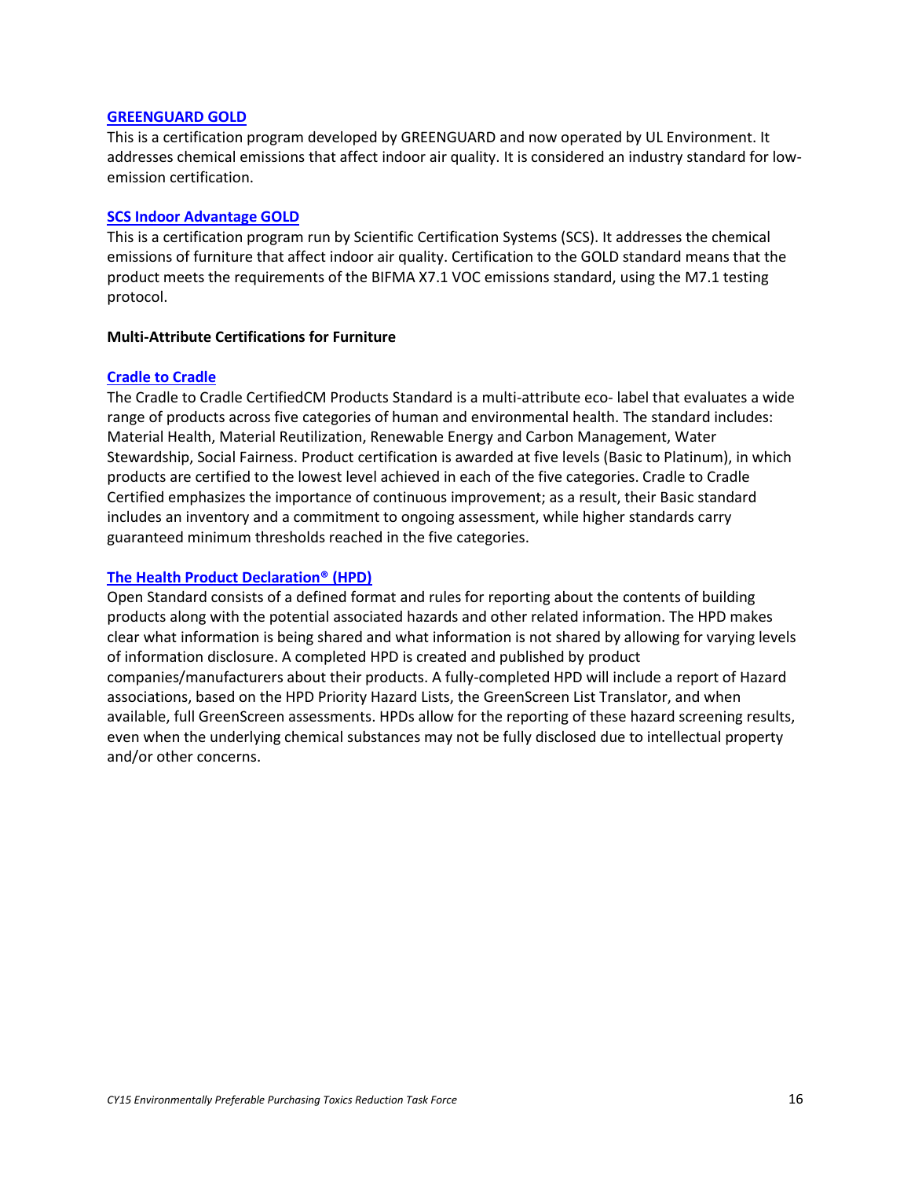[GREENGUARD GOLD]

This is a certification program developed by GREENGUARD and now operated by UL Environment. It addresses chemical emissions that affect indoor air quality. It is considered an industry standard for low-emission certification.

[SCS Indoor Advantage GOLD]

This is a certification program run by Scientific Certification Systems (SCS). It addresses the chemical emissions of furniture that affect indoor air quality. Certification to the GOLD standard means that the product meets the requirements of the BIFMA X7.1 VOC emissions standard, using the M7.1 testing protocol.

**Multi-Attribute Certifications for Furniture**

[Cradle to Cradle]

The Cradle to Cradle CertifiedCM Products Standard is a multi-attribute eco- label that evaluates a wide range of products across five categories of human and environmental health. The standard includes: Material Health, Material Reutilization, Renewable Energy and Carbon Management, Water Stewardship, Social Fairness. Product certification is awarded at five levels (Basic to Platinum), in which products are certified to the lowest level achieved in each of the five categories. Cradle to Cradle Certified emphasizes the importance of continuous improvement; as a result, their Basic standard includes an inventory and a commitment to ongoing assessment, while higher standards carry guaranteed minimum thresholds reached in the five categories.

[The Health Product Declaration® (HPD)]

Open Standard consists of a defined format and rules for reporting about the contents of building products along with the potential associated hazards and other related information. The HPD makes clear what information is being shared and what information is not shared by allowing for varying levels of information disclosure. A completed HPD is created and published by product companies/manufacturers about their products. A fully-completed HPD will include a report of Hazard associations, based on the HPD Priority Hazard Lists, the GreenScreen List Translator, and when available, full GreenScreen assessments. HPDs allow for the reporting of these hazard screening results, even when the underlying chemical substances may not be fully disclosed due to intellectual property and/or other concerns.